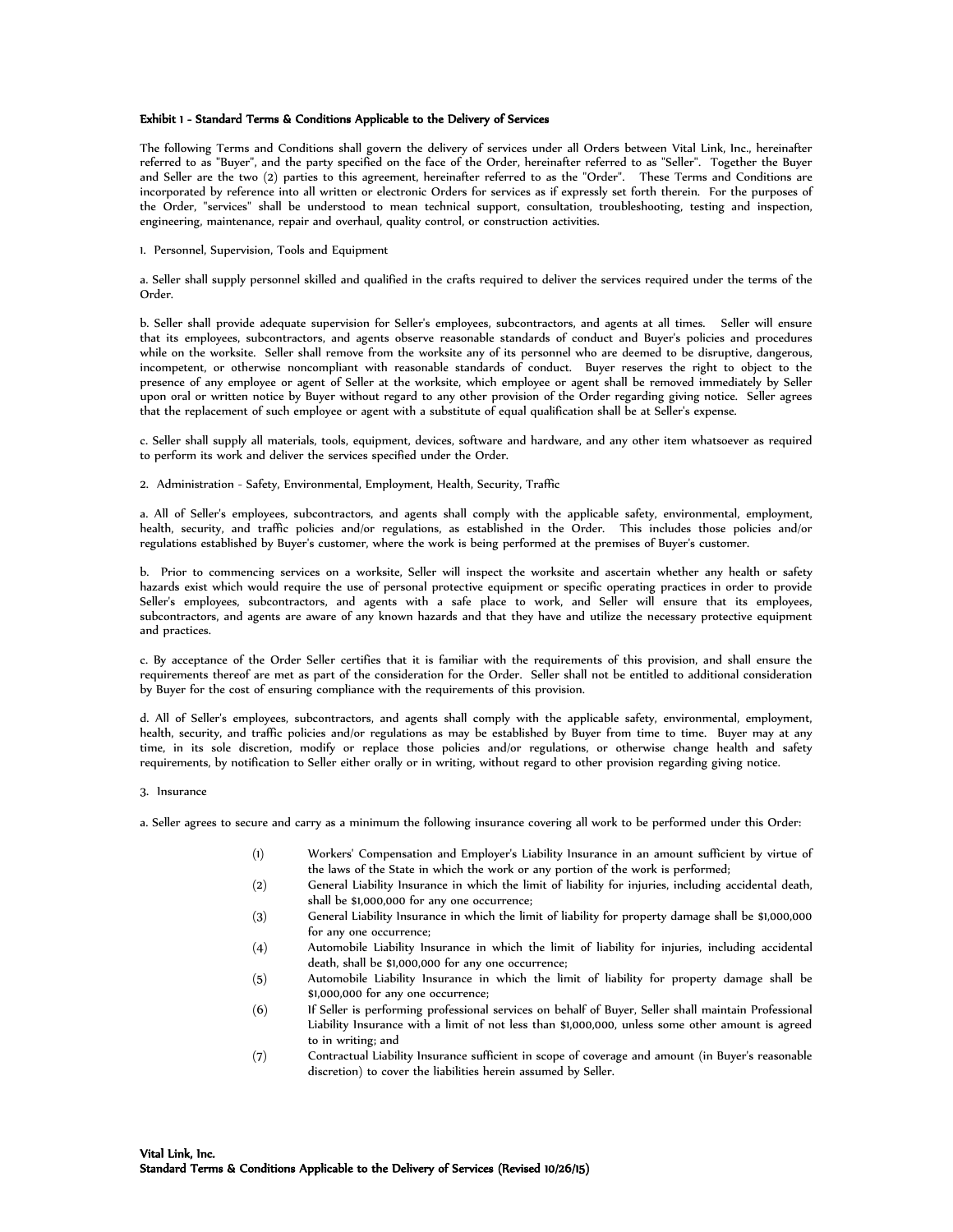**Exhibit 1 - Standard Terms & Conditions Applicable to the Delivery of Services**

The following Terms and Conditions shall govern the delivery of services under all Orders between Vital Link, Inc., hereinafter referred to as "Buyer", and the party specified on the face of the Order, hereinafter referred to as "Seller". Together the Buyer and Seller are the two (2) parties to this agreement, hereinafter referred to as the "Order". These Terms and Conditions are incorporated by reference into all written or electronic Orders for services as if expressly set forth therein. For the purposes of the Order, "services" shall be understood to mean technical support, consultation, troubleshooting, testing and inspection, engineering, maintenance, repair and overhaul, quality control, or construction activities.

1. Personnel, Supervision, Tools and Equipment

a. Seller shall supply personnel skilled and qualified in the crafts required to deliver the services required under the terms of the Order.

b. Seller shall provide adequate supervision for Seller's employees, subcontractors, and agents at all times. Seller will ensure that its employees, subcontractors, and agents observe reasonable standards of conduct and Buyer's policies and procedures while on the worksite. Seller shall remove from the worksite any of its personnel who are deemed to be disruptive, dangerous, incompetent, or otherwise noncompliant with reasonable standards of conduct. Buyer reserves the right to object to the presence of any employee or agent of Seller at the worksite, which employee or agent shall be removed immediately by Seller upon oral or written notice by Buyer without regard to any other provision of the Order regarding giving notice. Seller agrees that the replacement of such employee or agent with a substitute of equal qualification shall be at Seller's expense.

c. Seller shall supply all materials, tools, equipment, devices, software and hardware, and any other item whatsoever as required to perform its work and deliver the services specified under the Order.

2. Administration - Safety, Environmental, Employment, Health, Security, Traffic

a. All of Seller's employees, subcontractors, and agents shall comply with the applicable safety, environmental, employment, health, security, and traffic policies and/or regulations, as established in the Order. This includes those policies and/or regulations established by Buyer's customer, where the work is being performed at the premises of Buyer's customer.

b. Prior to commencing services on a worksite, Seller will inspect the worksite and ascertain whether any health or safety hazards exist which would require the use of personal protective equipment or specific operating practices in order to provide Seller's employees, subcontractors, and agents with a safe place to work, and Seller will ensure that its employees, subcontractors, and agents are aware of any known hazards and that they have and utilize the necessary protective equipment and practices.

c. By acceptance of the Order Seller certifies that it is familiar with the requirements of this provision, and shall ensure the requirements thereof are met as part of the consideration for the Order. Seller shall not be entitled to additional consideration by Buyer for the cost of ensuring compliance with the requirements of this provision.

d. All of Seller's employees, subcontractors, and agents shall comply with the applicable safety, environmental, employment, health, security, and traffic policies and/or regulations as may be established by Buyer from time to time. Buyer may at any time, in its sole discretion, modify or replace those policies and/or regulations, or otherwise change health and safety requirements, by notification to Seller either orally or in writing, without regard to other provision regarding giving notice.

3. Insurance

a. Seller agrees to secure and carry as a minimum the following insurance covering all work to be performed under this Order:

(1) Workers' Compensation and Employer's Liability Insurance in an amount sufficient by virtue of the laws of the State in which the work or any portion of the work is performed;

(2) General Liability Insurance in which the limit of liability for injuries, including accidental death, shall be $1,000,000 for any one occurrence;

(3) General Liability Insurance in which the limit of liability for property damage shall be $1,000,000 for any one occurrence;

(4) Automobile Liability Insurance in which the limit of liability for injuries, including accidental death, shall be $1,000,000 for any one occurrence;

(5) Automobile Liability Insurance in which the limit of liability for property damage shall be $1,000,000 for any one occurrence;

(6) If Seller is performing professional services on behalf of Buyer, Seller shall maintain Professional Liability Insurance with a limit of not less than $1,000,000, unless some other amount is agreed to in writing; and

(7) Contractual Liability Insurance sufficient in scope of coverage and amount (in Buyer's reasonable discretion) to cover the liabilities herein assumed by Seller.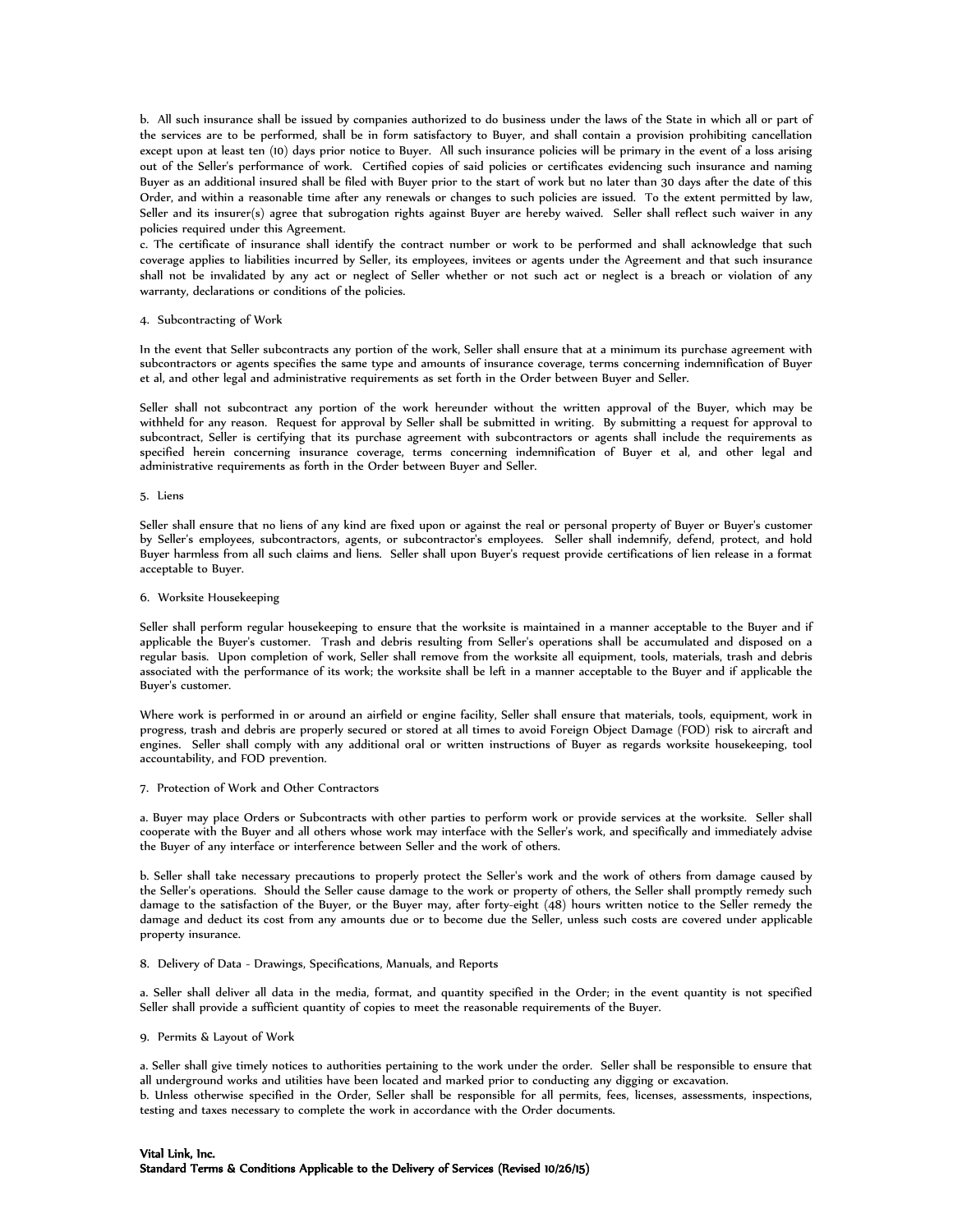b. All such insurance shall be issued by companies authorized to do business under the laws of the State in which all or part of the services are to be performed, shall be in form satisfactory to Buyer, and shall contain a provision prohibiting cancellation except upon at least ten (10) days prior notice to Buyer. All such insurance policies will be primary in the event of a loss arising out of the Seller's performance of work. Certified copies of said policies or certificates evidencing such insurance and naming Buyer as an additional insured shall be filed with Buyer prior to the start of work but no later than 30 days after the date of this Order, and within a reasonable time after any renewals or changes to such policies are issued. To the extent permitted by law, Seller and its insurer(s) agree that subrogation rights against Buyer are hereby waived. Seller shall reflect such waiver in any policies required under this Agreement.

c. The certificate of insurance shall identify the contract number or work to be performed and shall acknowledge that such coverage applies to liabilities incurred by Seller, its employees, invitees or agents under the Agreement and that such insurance shall not be invalidated by any act or neglect of Seller whether or not such act or neglect is a breach or violation of any warranty, declarations or conditions of the policies.

4. Subcontracting of Work

In the event that Seller subcontracts any portion of the work, Seller shall ensure that at a minimum its purchase agreement with subcontractors or agents specifies the same type and amounts of insurance coverage, terms concerning indemnification of Buyer et al, and other legal and administrative requirements as set forth in the Order between Buyer and Seller.

Seller shall not subcontract any portion of the work hereunder without the written approval of the Buyer, which may be withheld for any reason. Request for approval by Seller shall be submitted in writing. By submitting a request for approval to subcontract, Seller is certifying that its purchase agreement with subcontractors or agents shall include the requirements as specified herein concerning insurance coverage, terms concerning indemnification of Buyer et al, and other legal and administrative requirements as forth in the Order between Buyer and Seller.

5. Liens

Seller shall ensure that no liens of any kind are fixed upon or against the real or personal property of Buyer or Buyer's customer by Seller's employees, subcontractors, agents, or subcontractor's employees. Seller shall indemnify, defend, protect, and hold Buyer harmless from all such claims and liens. Seller shall upon Buyer's request provide certifications of lien release in a format acceptable to Buyer.

6. Worksite Housekeeping

Seller shall perform regular housekeeping to ensure that the worksite is maintained in a manner acceptable to the Buyer and if applicable the Buyer's customer. Trash and debris resulting from Seller's operations shall be accumulated and disposed on a regular basis. Upon completion of work, Seller shall remove from the worksite all equipment, tools, materials, trash and debris associated with the performance of its work; the worksite shall be left in a manner acceptable to the Buyer and if applicable the Buyer's customer.

Where work is performed in or around an airfield or engine facility, Seller shall ensure that materials, tools, equipment, work in progress, trash and debris are properly secured or stored at all times to avoid Foreign Object Damage (FOD) risk to aircraft and engines. Seller shall comply with any additional oral or written instructions of Buyer as regards worksite housekeeping, tool accountability, and FOD prevention.

7. Protection of Work and Other Contractors

a. Buyer may place Orders or Subcontracts with other parties to perform work or provide services at the worksite. Seller shall cooperate with the Buyer and all others whose work may interface with the Seller's work, and specifically and immediately advise the Buyer of any interface or interference between Seller and the work of others.

b. Seller shall take necessary precautions to properly protect the Seller's work and the work of others from damage caused by the Seller's operations. Should the Seller cause damage to the work or property of others, the Seller shall promptly remedy such damage to the satisfaction of the Buyer, or the Buyer may, after forty-eight (48) hours written notice to the Seller remedy the damage and deduct its cost from any amounts due or to become due the Seller, unless such costs are covered under applicable property insurance.

8. Delivery of Data - Drawings, Specifications, Manuals, and Reports

a. Seller shall deliver all data in the media, format, and quantity specified in the Order; in the event quantity is not specified Seller shall provide a sufficient quantity of copies to meet the reasonable requirements of the Buyer.

9. Permits & Layout of Work

a. Seller shall give timely notices to authorities pertaining to the work under the order. Seller shall be responsible to ensure that all underground works and utilities have been located and marked prior to conducting any digging or excavation.

b. Unless otherwise specified in the Order, Seller shall be responsible for all permits, fees, licenses, assessments, inspections, testing and taxes necessary to complete the work in accordance with the Order documents.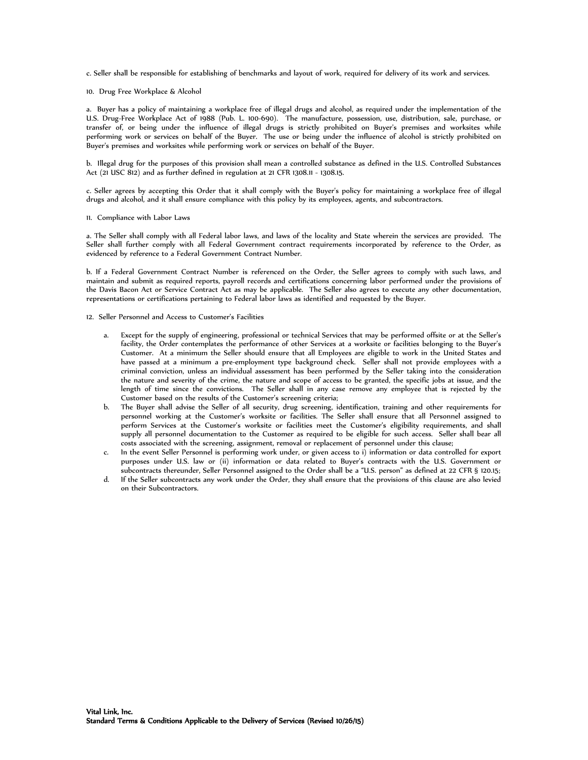c. Seller shall be responsible for establishing of benchmarks and layout of work, required for delivery of its work and services.

10. Drug Free Workplace & Alcohol

a. Buyer has a policy of maintaining a workplace free of illegal drugs and alcohol, as required under the implementation of the U.S. Drug-Free Workplace Act of 1988 (Pub. L. 100-690). The manufacture, possession, use, distribution, sale, purchase, or transfer of, or being under the influence of illegal drugs is strictly prohibited on Buyer's premises and worksites while performing work or services on behalf of the Buyer. The use or being under the influence of alcohol is strictly prohibited on Buyer's premises and worksites while performing work or services on behalf of the Buyer.

b. Illegal drug for the purposes of this provision shall mean a controlled substance as defined in the U.S. Controlled Substances Act (21 USC 812) and as further defined in regulation at 21 CFR 1308.11 - 1308.15.

c. Seller agrees by accepting this Order that it shall comply with the Buyer's policy for maintaining a workplace free of illegal drugs and alcohol, and it shall ensure compliance with this policy by its employees, agents, and subcontractors.

11. Compliance with Labor Laws

a. The Seller shall comply with all Federal labor laws, and laws of the locality and State wherein the services are provided. The Seller shall further comply with all Federal Government contract requirements incorporated by reference to the Order, as evidenced by reference to a Federal Government Contract Number.

b. If a Federal Government Contract Number is referenced on the Order, the Seller agrees to comply with such laws, and maintain and submit as required reports, payroll records and certifications concerning labor performed under the provisions of the Davis Bacon Act or Service Contract Act as may be applicable. The Seller also agrees to execute any other documentation, representations or certifications pertaining to Federal labor laws as identified and requested by the Buyer.

12. Seller Personnel and Access to Customer's Facilities

a. Except for the supply of engineering, professional or technical Services that may be performed offsite or at the Seller's facility, the Order contemplates the performance of other Services at a worksite or facilities belonging to the Buyer's Customer. At a minimum the Seller should ensure that all Employees are eligible to work in the United States and have passed at a minimum a pre-employment type background check. Seller shall not provide employees with a criminal conviction, unless an individual assessment has been performed by the Seller taking into the consideration the nature and severity of the crime, the nature and scope of access to be granted, the specific jobs at issue, and the length of time since the convictions. The Seller shall in any case remove any employee that is rejected by the Customer based on the results of the Customer's screening criteria;

b. The Buyer shall advise the Seller of all security, drug screening, identification, training and other requirements for personnel working at the Customer's worksite or facilities. The Seller shall ensure that all Personnel assigned to perform Services at the Customer's worksite or facilities meet the Customer's eligibility requirements, and shall supply all personnel documentation to the Customer as required to be eligible for such access. Seller shall bear all costs associated with the screening, assignment, removal or replacement of personnel under this clause;

c. In the event Seller Personnel is performing work under, or given access to i) information or data controlled for export purposes under U.S. law or (ii) information or data related to Buyer's contracts with the U.S. Government or subcontracts thereunder, Seller Personnel assigned to the Order shall be a "U.S. person" as defined at 22 CFR § 120.15;

d. If the Seller subcontracts any work under the Order, they shall ensure that the provisions of this clause are also levied on their Subcontractors.